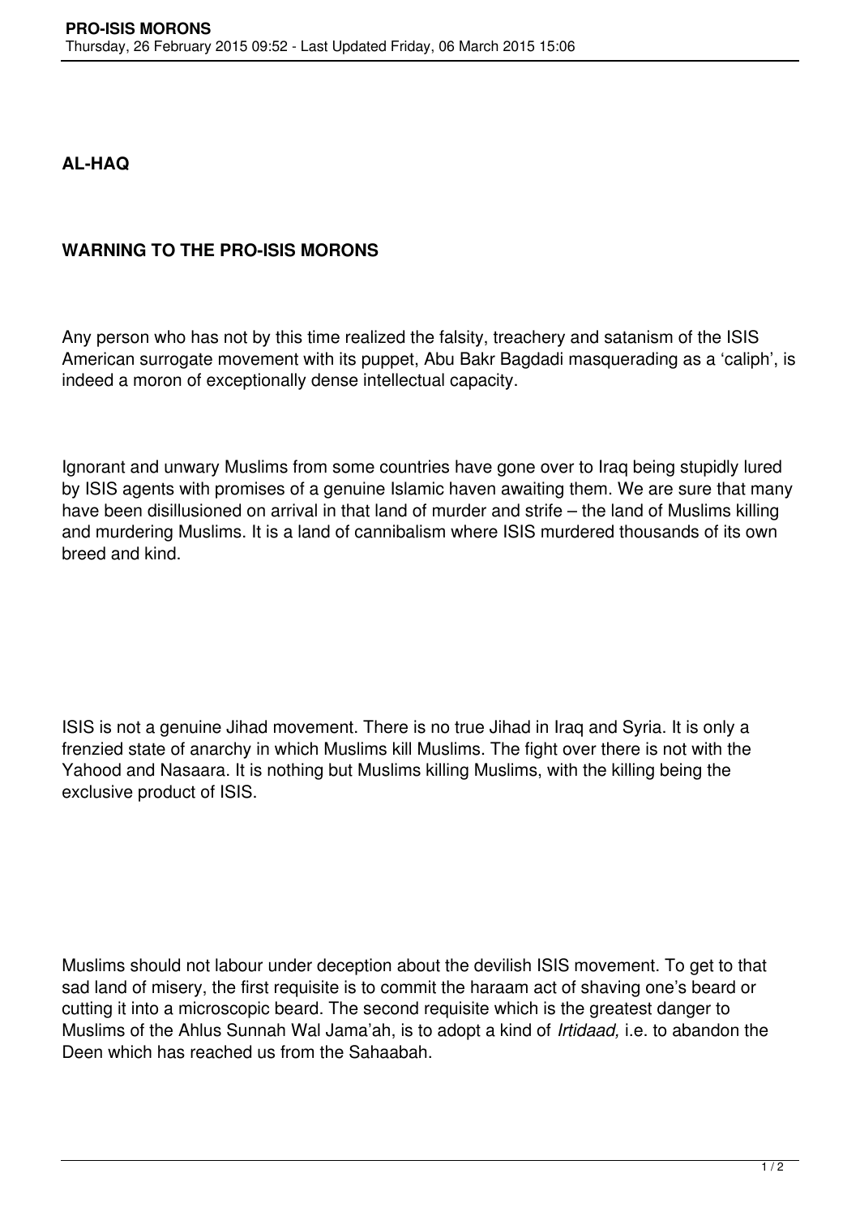**AL-HAQ**

## WARNING TO THE PRO-ISIS MORONS

Any person who has not by this time realized the falsity, treachery and satanism of the ISIS American surrogate movement with its puppet, Abu Bakr Bagdadi masquerading as a 'caliph', is indeed a moron of exceptionally dense intellectual capacity.

Ignorant and unwary Muslims from some countries have gone over to Iraq being stupidly lured by ISIS agents with promises of a genuine Islamic haven awaiting them. We are sure that many have been disillusioned on arrival in that land of murder and strife – the land of Muslims killing and murdering Muslims. It is a land of cannibalism where ISIS murdered thousands of its own breed and kind.

ISIS is not a genuine Jihad movement. There is no true Jihad in Iraq and Syria. It is only a frenzied state of anarchy in which Muslims kill Muslims. The fight over there is not with the Yahood and Nasaara. It is nothing but Muslims killing Muslims, with the killing being the exclusive product of ISIS.

Muslims should not labour under deception about the devilish ISIS movement. To get to that sad land of misery, the first requisite is to commit the haraam act of shaving one's beard or cutting it into a microscopic beard. The second requisite which is the greatest danger to Muslims of the Ahlus Sunnah Wal Jama'ah, is to adopt a kind of *Irtidaad,* i.e. to abandon the Deen which has reached us from the Sahaabah.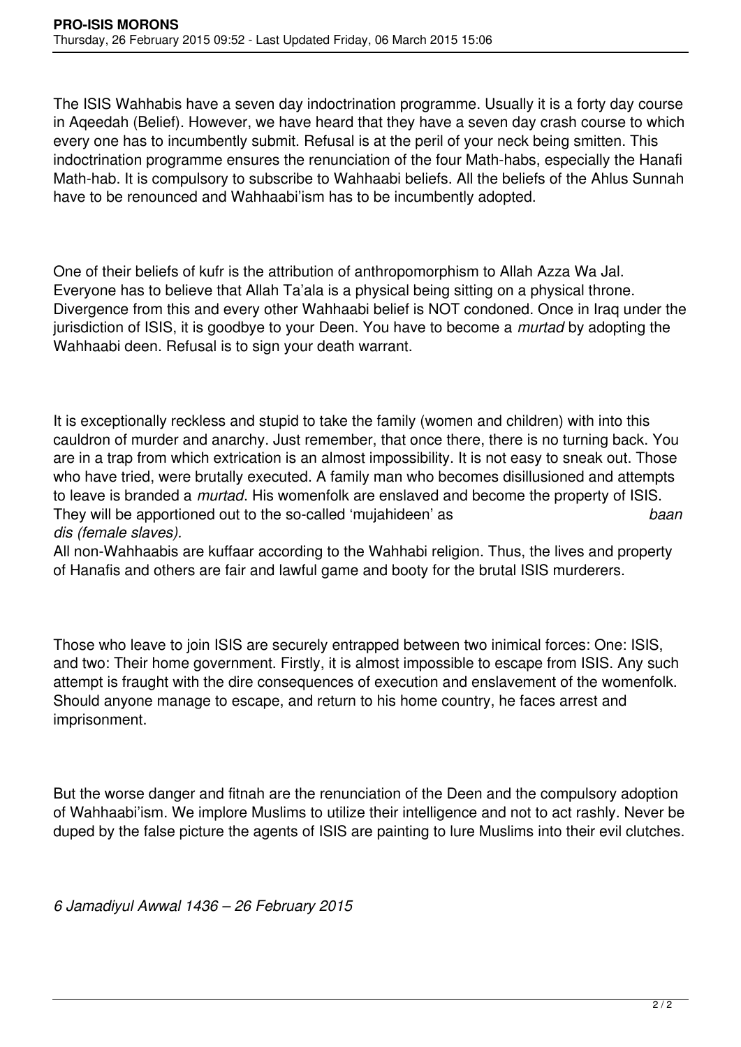The ISIS Wahhabis have a seven day indoctrination programme. Usually it is a forty day course in Aqeedah (Belief). However, we have heard that they have a seven day crash course to which every one has to incumbently submit. Refusal is at the peril of your neck being smitten. This indoctrination programme ensures the renunciation of the four Math-habs, especially the Hanafi Math-hab. It is compulsory to subscribe to Wahhaabi beliefs. All the beliefs of the Ahlus Sunnah have to be renounced and Wahhaabi'ism has to be incumbently adopted.

One of their beliefs of kufr is the attribution of anthropomorphism to Allah Azza Wa Jal. Everyone has to believe that Allah Ta'ala is a physical being sitting on a physical throne. Divergence from this and every other Wahhaabi belief is NOT condoned. Once in Iraq under the jurisdiction of ISIS, it is goodbye to your Deen. You have to become a *murtad* by adopting the Wahhaabi deen. Refusal is to sign your death warrant.

It is exceptionally reckless and stupid to take the family (women and children) with into this cauldron of murder and anarchy. Just remember, that once there, there is no turning back. You are in a trap from which extrication is an almost impossibility. It is not easy to sneak out. Those who have tried, were brutally executed. A family man who becomes disillusioned and attempts to leave is branded a *murtad*. His womenfolk are enslaved and become the property of ISIS. They will be apportioned out to the so-called 'mujahideen' as *baandis (female slaves).*

All non-Wahhaabis are kuffaar according to the Wahhabi religion. Thus, the lives and property of Hanafis and others are fair and lawful game and booty for the brutal ISIS murderers.

Those who leave to join ISIS are securely entrapped between two inimical forces: One: ISIS, and two: Their home government. Firstly, it is almost impossible to escape from ISIS. Any such attempt is fraught with the dire consequences of execution and enslavement of the womenfolk. Should anyone manage to escape, and return to his home country, he faces arrest and imprisonment.

But the worse danger and fitnah are the renunciation of the Deen and the compulsory adoption of Wahhaabi'ism. We implore Muslims to utilize their intelligence and not to act rashly. Never be duped by the false picture the agents of ISIS are painting to lure Muslims into their evil clutches.

*6 Jamadiyul Awwal 1436 – 26 February 2015*